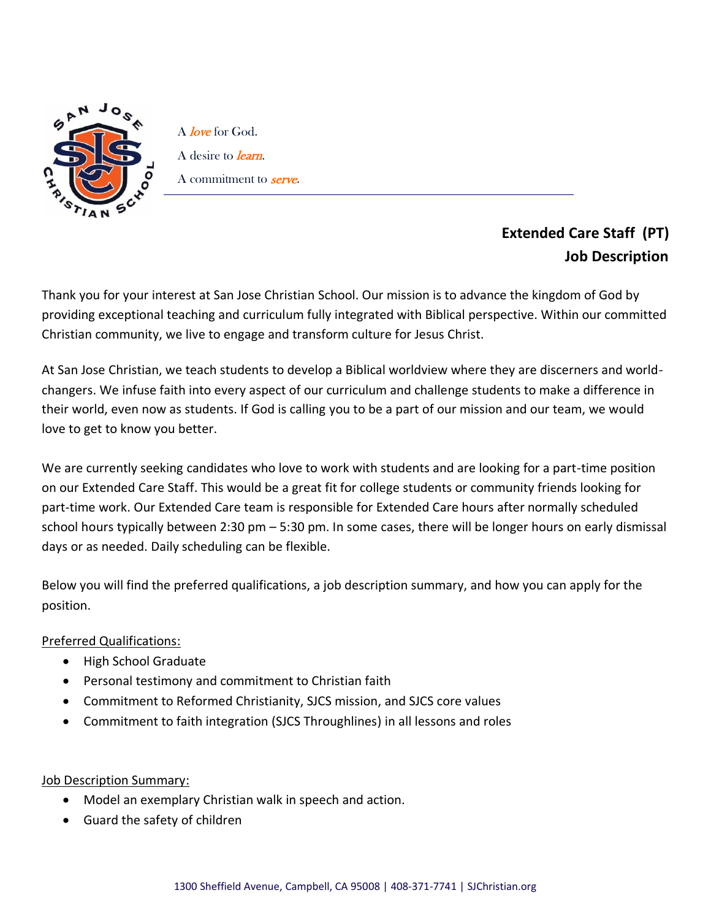A *love* for God.

A desire to *learn*.

A commitment to *serve*.

## Extended Care Staff (PT)
## Job Description

Thank you for your interest at San Jose Christian School. Our mission is to advance the kingdom of God by providing exceptional teaching and curriculum fully integrated with Biblical perspective. Within our committed Christian community, we live to engage and transform culture for Jesus Christ.

At San Jose Christian, we teach students to develop a Biblical worldview where they are discerners and world-changers. We infuse faith into every aspect of our curriculum and challenge students to make a difference in their world, even now as students. If God is calling you to be a part of our mission and our team, we would love to get to know you better.

We are currently seeking candidates who love to work with students and are looking for a part-time position on our Extended Care Staff. This would be a great fit for college students or community friends looking for part-time work. Our Extended Care team is responsible for Extended Care hours after normally scheduled school hours typically between 2:30 pm – 5:30 pm. In some cases, there will be longer hours on early dismissal days or as needed. Daily scheduling can be flexible.

Below you will find the preferred qualifications, a job description summary, and how you can apply for the position.

Preferred Qualifications:

- High School Graduate
- Personal testimony and commitment to Christian faith
- Commitment to Reformed Christianity, SJCS mission, and SJCS core values
- Commitment to faith integration (SJCS Throughlines) in all lessons and roles

Job Description Summary:

- Model an exemplary Christian walk in speech and action.
- Guard the safety of children

1300 Sheffield Avenue, Campbell, CA 95008 | 408-371-7741 | SJChristian.org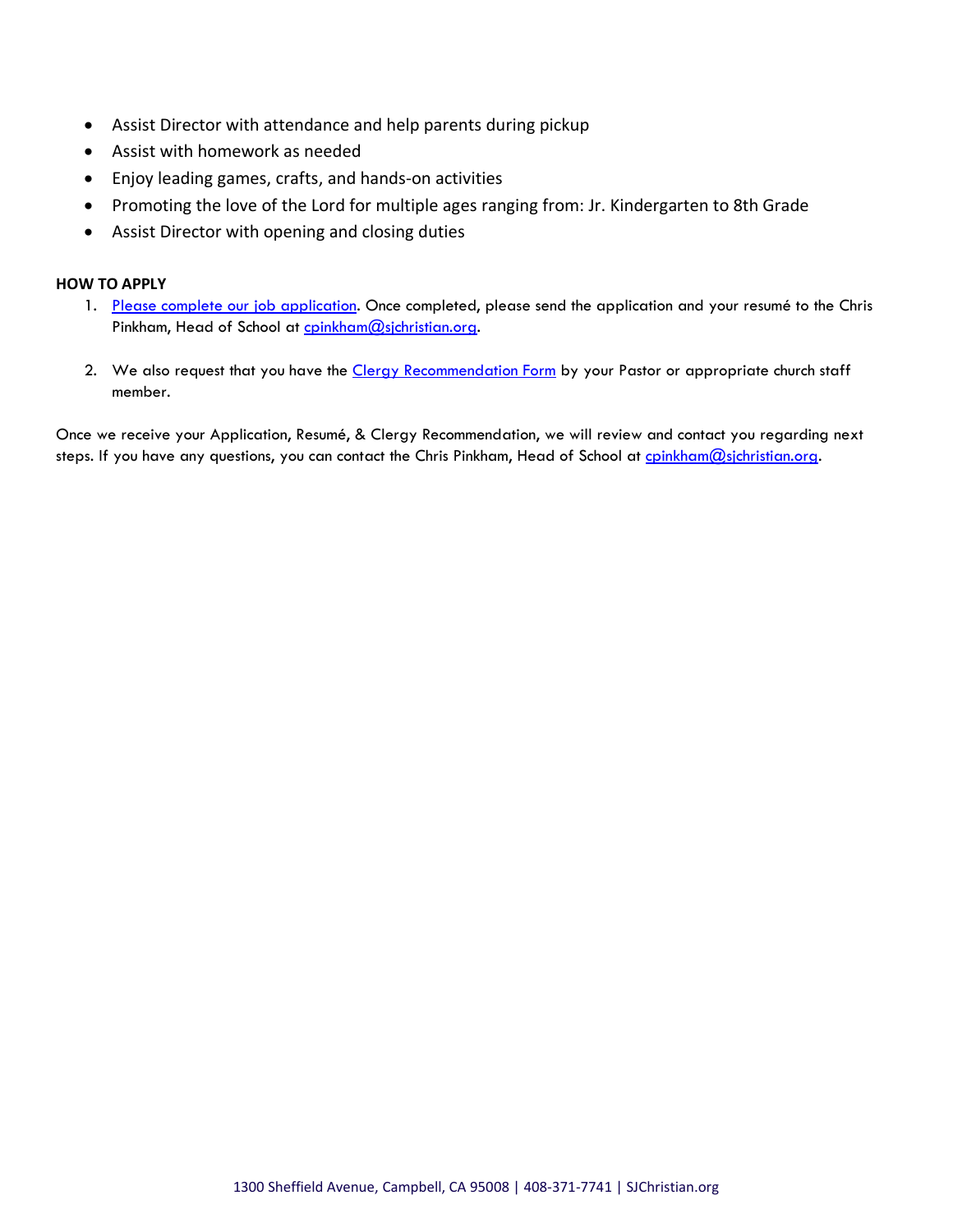- Assist Director with attendance and help parents during pickup
- Assist with homework as needed
- Enjoy leading games, crafts, and hands-on activities
- Promoting the love of the Lord for multiple ages ranging from: Jr. Kindergarten to 8th Grade
- Assist Director with opening and closing duties

**HOW TO APPLY**

1. Please complete our job application. Once completed, please send the application and your resumé to the Chris Pinkham, Head of School at cpinkham@sjchristian.org.

2. We also request that you have the Clergy Recommendation Form by your Pastor or appropriate church staff member.

Once we receive your Application, Resumé, & Clergy Recommendation, we will review and contact you regarding next steps. If you have any questions, you can contact the Chris Pinkham, Head of School at cpinkham@sjchristian.org.